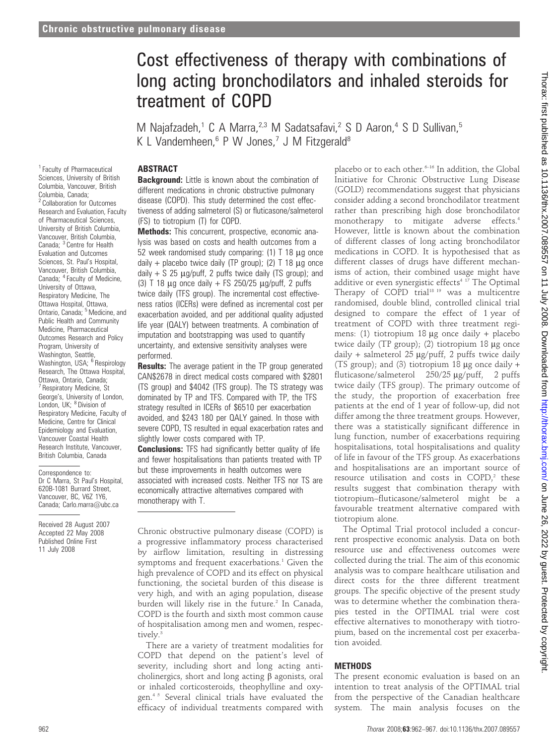# Cost effectiveness of therapy with combinations of long acting bronchodilators and inhaled steroids for treatment of COPD

M Najafzadeh,[1] C A Marra,[2,3] M Sadatsafavi,[2] S D Aaron,[4] S D Sullivan,[5] K L Vandemheen,[6] P W Jones,[7] J M Fitzgerald[8]

[1] Faculty of Pharmaceutical Sciences, University of British Columbia, Vancouver, British Columbia, Canada; [2] Collaboration for Outcomes Research and Evaluation, Faculty of Pharmaceutical Sciences, University of British Columbia, Vancouver, British Columbia, Canada; [3] Centre for Health Evaluation and Outcomes Sciences, St. Paul's Hospital, Vancouver, British Columbia, Canada; [4] Faculty of Medicine, University of Ottawa, Respiratory Medicine, The Ottawa Hospital, Ottawa, Ontario, Canada; [5] Medicine, and Public Health and Community Medicine, Pharmaceutical Outcomes Research and Policy Program, University of Washington, Seattle, Washington, USA; [6] Respirology Research, The Ottawa Hospital, Ottawa, Ontario, Canada; [7] Respiratory Medicine, St George's, University of London, London, UK; [8] Division of Respiratory Medicine, Faculty of Medicine, Centre for Clinical Epidemiology and Evaluation, Vancouver Coastal Health Research Institute, Vancouver, British Columbia, Canada

Correspondence to: Dr C Marra, St Paul's Hospital, 620B-1081 Burrard Street, Vancouver, BC, V6Z 1Y6, Canada; Carlo.marra@ubc.ca

Received 28 August 2007
Accepted 22 May 2008
Published Online First 11 July 2008

## ABSTRACT

**Background:** Little is known about the combination of different medications in chronic obstructive pulmonary disease (COPD). This study determined the cost effectiveness of adding salmeterol (S) or fluticasone/salmeterol (FS) to tiotropium (T) for COPD.

**Methods:** This concurrent, prospective, economic analysis was based on costs and health outcomes from a 52 week randomised study comparing: (1) T 18 μg once daily + placebo twice daily (TP group); (2) T 18 μg once daily + S 25 μg/puff, 2 puffs twice daily (TS group); and (3) T 18 μg once daily + FS 250/25 μg/puff, 2 puffs twice daily (TFS group). The incremental cost effectiveness ratios (ICERs) were defined as incremental cost per exacerbation avoided, and per additional quality adjusted life year (QALY) between treatments. A combination of imputation and bootstrapping was used to quantify uncertainty, and extensive sensitivity analyses were performed.

**Results:** The average patient in the TP group generated CAN$2678 in direct medical costs compared with $2801 (TS group) and $4042 (TFS group). The TS strategy was dominated by TP and TFS. Compared with TP, the TFS strategy resulted in ICERs of $6510 per exacerbation avoided, and $243 180 per QALY gained. In those with severe COPD, TS resulted in equal exacerbation rates and slightly lower costs compared with TP.

**Conclusions:** TFS had significantly better quality of life and fewer hospitalisations than patients treated with TP but these improvements in health outcomes were associated with increased costs. Neither TFS nor TS are economically attractive alternatives compared with monotherapy with T.

Chronic obstructive pulmonary disease (COPD) is a progressive inflammatory process characterised by airflow limitation, resulting in distressing symptoms and frequent exacerbations.[1] Given the high prevalence of COPD and its effect on physical functioning, the societal burden of this disease is very high, and with an aging population, disease burden will likely rise in the future.[2] In Canada, COPD is the fourth and sixth most common cause of hospitalisation among men and women, respectively.[3]

There are a variety of treatment modalities for COPD that depend on the patient's level of severity, including short and long acting anticholinergics, short and long acting β agonists, oral or inhaled corticosteroids, theophylline and oxygen.[4 5] Several clinical trials have evaluated the efficacy of individual treatments compared with placebo or to each other.[6–16] In addition, the Global Initiative for Chronic Obstructive Lung Disease (GOLD) recommendations suggest that physicians consider adding a second bronchodilator treatment rather than prescribing high dose bronchodilator monotherapy to mitigate adverse effects.[4] However, little is known about the combination of different classes of long acting bronchodilator medications in COPD. It is hypothesised that as different classes of drugs have different mechanisms of action, their combined usage might have additive or even synergistic effects[4 17] The Optimal Therapy of COPD trial[18 19] was a multicentre randomised, double blind, controlled clinical trial designed to compare the effect of 1 year of treatment of COPD with three treatment regimens: (1) tiotropium 18 μg once daily + placebo twice daily (TP group); (2) tiotropium 18 μg once daily + salmeterol 25 μg/puff, 2 puffs twice daily (TS group); and (3) tiotropium 18 μg once daily + fluticasone/salmeterol 250/25 μg/puff, 2 puffs twice daily (TFS group). The primary outcome of the study, the proportion of exacerbation free patients at the end of 1 year of follow-up, did not differ among the three treatment groups. However, there was a statistically significant difference in lung function, number of exacerbations requiring hospitalisations, total hospitalisations and quality of life in favour of the TFS group. As exacerbations and hospitalisations are an important source of resource utilisation and costs in COPD,[2] these results suggest that combination therapy with tiotropium–fluticasone/salmeterol might be a favourable treatment alternative compared with tiotropium alone.

The Optimal Trial protocol included a concurrent prospective economic analysis. Data on both resource use and effectiveness outcomes were collected during the trial. The aim of this economic analysis was to compare healthcare utilisation and direct costs for the three different treatment groups. The specific objective of the present study was to determine whether the combination therapies tested in the OPTIMAL trial were cost effective alternatives to monotherapy with tiotropium, based on the incremental cost per exacerbation avoided.

## METHODS

The present economic evaluation is based on an intention to treat analysis of the OPTIMAL trial from the perspective of the Canadian healthcare system. The main analysis focuses on the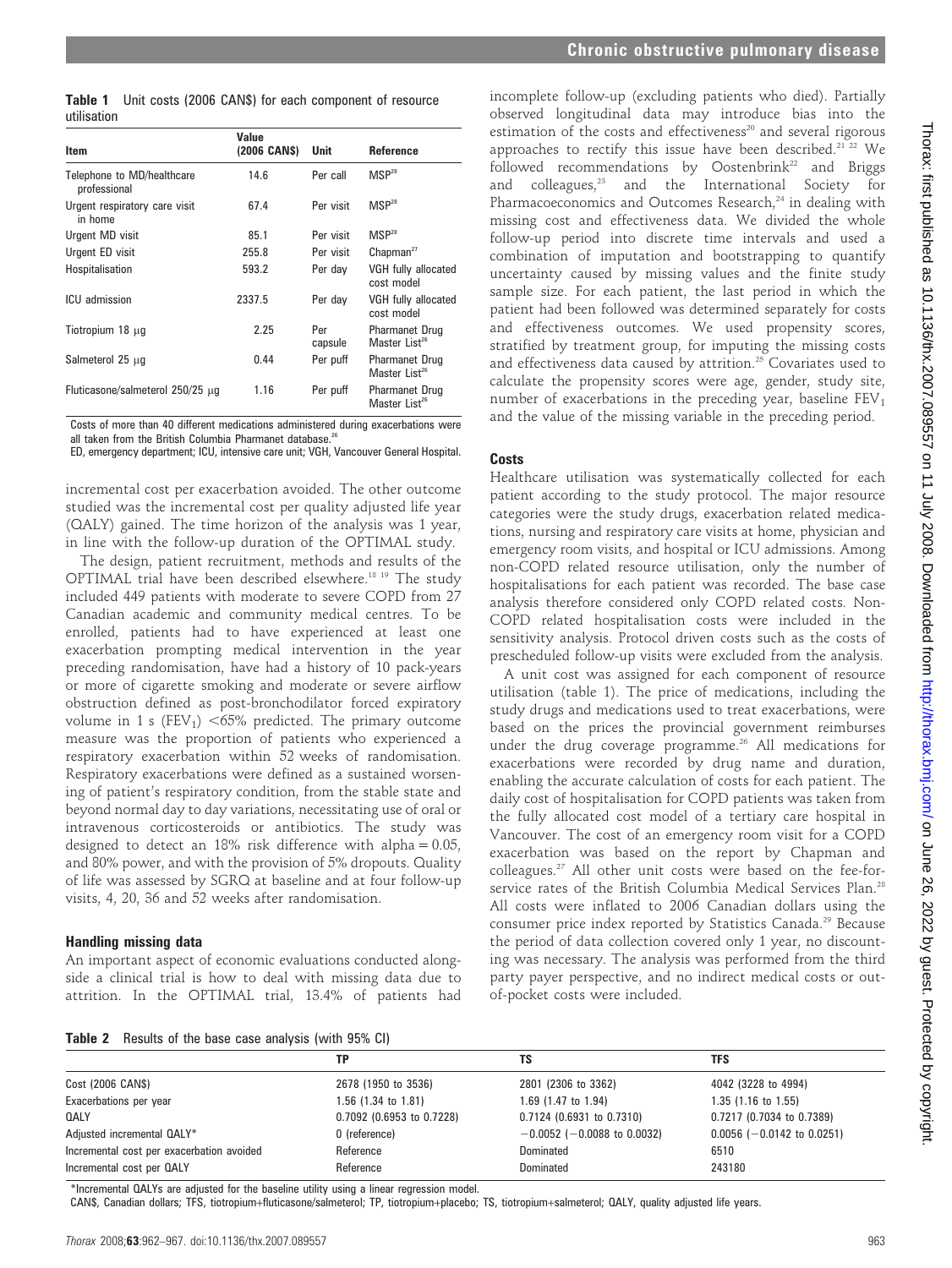**Table 1** Unit costs (2006 CAN$) for each component of resource utilisation

| Item | Value (2006 CAN$) | Unit | Reference |
|---|---|---|---|
| Telephone to MD/healthcare professional | 14.6 | Per call | MSP[28] |
| Urgent respiratory care visit in home | 67.4 | Per visit | MSP[28] |
| Urgent MD visit | 85.1 | Per visit | MSP[28] |
| Urgent ED visit | 255.8 | Per visit | Chapman[27] |
| Hospitalisation | 593.2 | Per day | VGH fully allocated cost model |
| ICU admission | 2337.5 | Per day | VGH fully allocated cost model |
| Tiotropium 18 μg | 2.25 | Per capsule | Pharmanet Drug Master List[26] |
| Salmeterol 25 μg | 0.44 | Per puff | Pharmanet Drug Master List[26] |
| Fluticasone/salmeterol 250/25 μg | 1.16 | Per puff | Pharmanet Drug Master List[26] |

Costs of more than 40 different medications administered during exacerbations were all taken from the British Columbia Pharmanet database.[26]

ED, emergency department; ICU, intensive care unit; VGH, Vancouver General Hospital.

incremental cost per exacerbation avoided. The other outcome studied was the incremental cost per quality adjusted life year (QALY) gained. The time horizon of the analysis was 1 year, in line with the follow-up duration of the OPTIMAL study.

The design, patient recruitment, methods and results of the OPTIMAL trial have been described elsewhere.[18 19] The study included 449 patients with moderate to severe COPD from 27 Canadian academic and community medical centres. To be enrolled, patients had to have experienced at least one exacerbation prompting medical intervention in the year preceding randomisation, have had a history of 10 pack-years or more of cigarette smoking and moderate or severe airflow obstruction defined as post-bronchodilator forced expiratory volume in 1 s ($FEV_1$) <65% predicted. The primary outcome measure was the proportion of patients who experienced a respiratory exacerbation within 52 weeks of randomisation. Respiratory exacerbations were defined as a sustained worsening of patient's respiratory condition, from the stable state and beyond normal day to day variations, necessitating use of oral or intravenous corticosteroids or antibiotics. The study was designed to detect an 18% risk difference with alpha = 0.05, and 80% power, and with the provision of 5% dropouts. Quality of life was assessed by SGRQ at baseline and at four follow-up visits, 4, 20, 36 and 52 weeks after randomisation.

## Handling missing data

An important aspect of economic evaluations conducted alongside a clinical trial is how to deal with missing data due to attrition. In the OPTIMAL trial, 13.4% of patients had incomplete follow-up (excluding patients who died). Partially observed longitudinal data may introduce bias into the estimation of the costs and effectiveness[20] and several rigorous approaches to rectify this issue have been described.[21 22] We followed recommendations by Oostenbrink[22] and Briggs and colleagues,[23] and the International Society for Pharmacoeconomics and Outcomes Research,[24] in dealing with missing cost and effectiveness data. We divided the whole follow-up period into discrete time intervals and used a combination of imputation and bootstrapping to quantify uncertainty caused by missing values and the finite study sample size. For each patient, the last period in which the patient had been followed was determined separately for costs and effectiveness outcomes. We used propensity scores, stratified by treatment group, for imputing the missing costs and effectiveness data caused by attrition.[25] Covariates used to calculate the propensity scores were age, gender, study site, number of exacerbations in the preceding year, baseline $FEV_1$ and the value of the missing variable in the preceding period.

## Costs

Healthcare utilisation was systematically collected for each patient according to the study protocol. The major resource categories were the study drugs, exacerbation related medications, nursing and respiratory care visits at home, physician and emergency room visits, and hospital or ICU admissions. Among non-COPD related resource utilisation, only the number of hospitalisations for each patient was recorded. The base case analysis therefore considered only COPD related costs. Non-COPD related hospitalisation costs were included in the sensitivity analysis. Protocol driven costs such as the costs of prescheduled follow-up visits were excluded from the analysis.

A unit cost was assigned for each component of resource utilisation (table 1). The price of medications, including the study drugs and medications used to treat exacerbations, were based on the prices the provincial government reimburses under the drug coverage programme.[26] All medications for exacerbations were recorded by drug name and duration, enabling the accurate calculation of costs for each patient. The daily cost of hospitalisation for COPD patients was taken from the fully allocated cost model of a tertiary care hospital in Vancouver. The cost of an emergency room visit for a COPD exacerbation was based on the report by Chapman and colleagues.[27] All other unit costs were based on the fee-for-service rates of the British Columbia Medical Services Plan.[28] All costs were inflated to 2006 Canadian dollars using the consumer price index reported by Statistics Canada.[29] Because the period of data collection covered only 1 year, no discounting was necessary. The analysis was performed from the third party payer perspective, and no indirect medical costs or out-of-pocket costs were included.

**Table 2** Results of the base case analysis (with 95% CI)

| | TP | TS | TFS |
|---|---|---|---|
| Cost (2006 CAN$) | 2678 (1950 to 3536) | 2801 (2306 to 3362) | 4042 (3228 to 4994) |
| Exacerbations per year | 1.56 (1.34 to 1.81) | 1.69 (1.47 to 1.94) | 1.35 (1.16 to 1.55) |
| QALY | 0.7092 (0.6953 to 0.7228) | 0.7124 (0.6931 to 0.7310) | 0.7217 (0.7034 to 0.7389) |
| Adjusted incremental QALY* | 0 (reference) | −0.0052 (−0.0088 to 0.0032) | 0.0056 (−0.0142 to 0.0251) |
| Incremental cost per exacerbation avoided | Reference | Dominated | 6510 |
| Incremental cost per QALY | Reference | Dominated | 243180 |

*Incremental QALYs are adjusted for the baseline utility using a linear regression model.

CAN$, Canadian dollars; TFS, tiotropium+fluticasone/salmeterol; TP, tiotropium+placebo; TS, tiotropium+salmeterol; QALY, quality adjusted life years.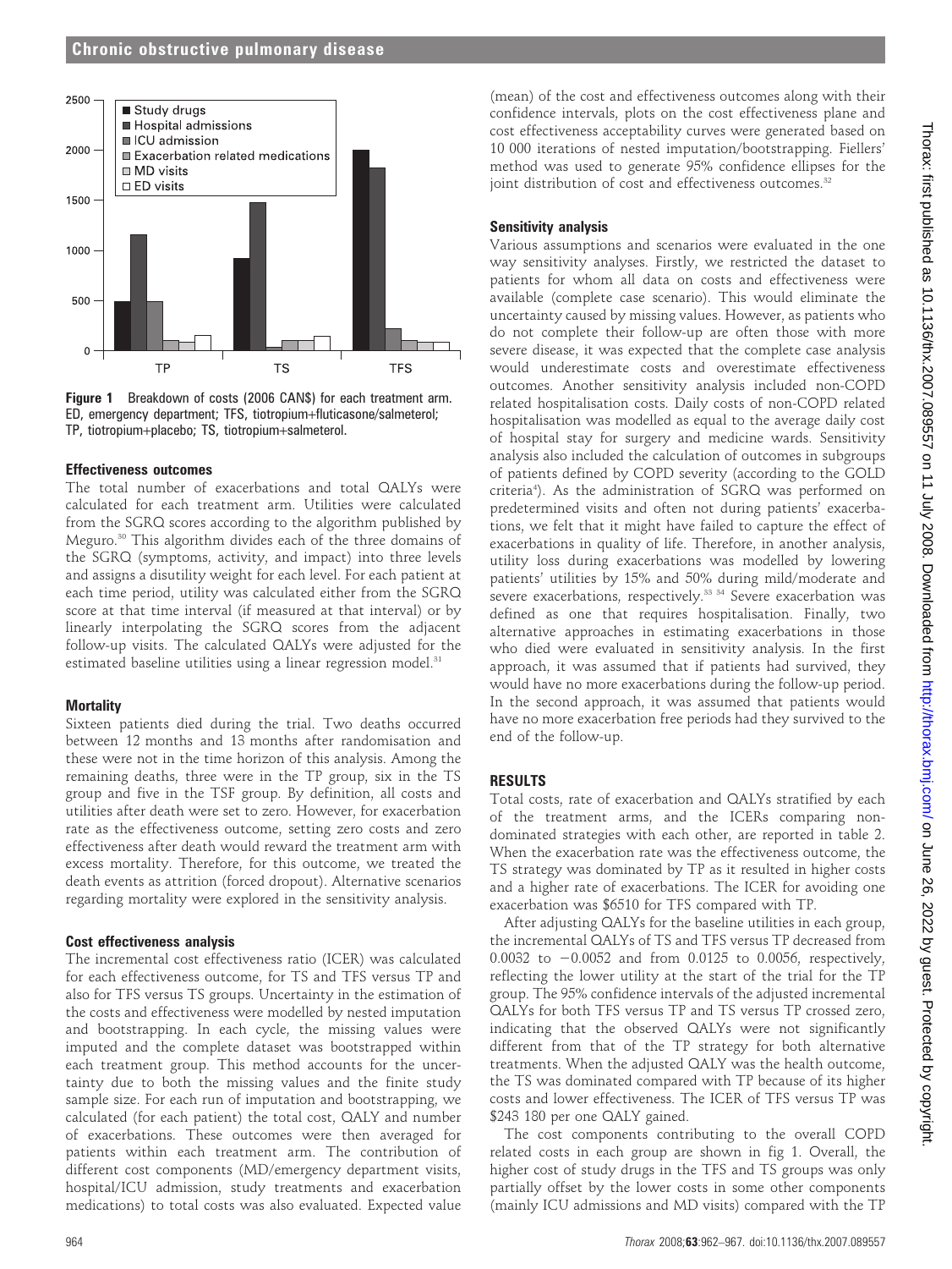2500

2000

1500

1000

500

0

■ Study drugs
■ Hospital admissions
■ ICU admission
■ Exacerbation related medications
□ MD visits
□ ED visits

TP TS TFS

**Figure 1** Breakdown of costs (2006 CAN$) for each treatment arm. ED, emergency department; TFS, tiotropium+fluticasone/salmeterol; TP, tiotropium+placebo; TS, tiotropium+salmeterol.

### Effectiveness outcomes

The total number of exacerbations and total QALYs were calculated for each treatment arm. Utilities were calculated from the SGRQ scores according to the algorithm published by Meguro.[30] This algorithm divides each of the three domains of the SGRQ (symptoms, activity, and impact) into three levels and assigns a disutility weight for each level. For each patient at each time period, utility was calculated either from the SGRQ score at that time interval (if measured at that interval) or by linearly interpolating the SGRQ scores from the adjacent follow-up visits. The calculated QALYs were adjusted for the estimated baseline utilities using a linear regression model.[31]

### Mortality

Sixteen patients died during the trial. Two deaths occurred between 12 months and 13 months after randomisation and these were not in the time horizon of this analysis. Among the remaining deaths, three were in the TP group, six in the TS group and five in the TSF group. By definition, all costs and utilities after death were set to zero. However, for exacerbation rate as the effectiveness outcome, setting zero costs and zero effectiveness after death would reward the treatment arm with excess mortality. Therefore, for this outcome, we treated the death events as attrition (forced dropout). Alternative scenarios regarding mortality were explored in the sensitivity analysis.

### Cost effectiveness analysis

The incremental cost effectiveness ratio (ICER) was calculated for each effectiveness outcome, for TS and TFS versus TP and also for TFS versus TS groups. Uncertainty in the estimation of the costs and effectiveness were modelled by nested imputation and bootstrapping. In each cycle, the missing values were imputed and the complete dataset was bootstrapped within each treatment group. This method accounts for the uncertainty due to both the missing values and the finite study sample size. For each run of imputation and bootstrapping, we calculated (for each patient) the total cost, QALY and number of exacerbations. These outcomes were then averaged for patients within each treatment arm. The contribution of different cost components (MD/emergency department visits, hospital/ICU admission, study treatments and exacerbation medications) to total costs was also evaluated. Expected value (mean) of the cost and effectiveness outcomes along with their confidence intervals, plots on the cost effectiveness plane and cost effectiveness acceptability curves were generated based on 10 000 iterations of nested imputation/bootstrapping. Fiellers' method was used to generate 95% confidence ellipses for the joint distribution of cost and effectiveness outcomes.[32]

### Sensitivity analysis

Various assumptions and scenarios were evaluated in the one way sensitivity analyses. Firstly, we restricted the dataset to patients for whom all data on costs and effectiveness were available (complete case scenario). This would eliminate the uncertainty caused by missing values. However, as patients who do not complete their follow-up are often those with more severe disease, it was expected that the complete case analysis would underestimate costs and overestimate effectiveness outcomes. Another sensitivity analysis included non-COPD related hospitalisation costs. Daily costs of non-COPD related hospitalisation was modelled as equal to the average daily cost of hospital stay for surgery and medicine wards. Sensitivity analysis also included the calculation of outcomes in subgroups of patients defined by COPD severity (according to the GOLD criteria[4]). As the administration of SGRQ was performed on predetermined visits and often not during patients' exacerbations, we felt that it might have failed to capture the effect of exacerbations in quality of life. Therefore, in another analysis, utility loss during exacerbations was modelled by lowering patients' utilities by 15% and 50% during mild/moderate and severe exacerbations, respectively.[33 34] Severe exacerbation was defined as one that requires hospitalisation. Finally, two alternative approaches in estimating exacerbations in those who died were evaluated in sensitivity analysis. In the first approach, it was assumed that if patients had survived, they would have no more exacerbations during the follow-up period. In the second approach, it was assumed that patients would have no more exacerbation free periods had they survived to the end of the follow-up.

## RESULTS

Total costs, rate of exacerbation and QALYs stratified by each of the treatment arms, and the ICERs comparing non-dominated strategies with each other, are reported in table 2. When the exacerbation rate was the effectiveness outcome, the TS strategy was dominated by TP as it resulted in higher costs and a higher rate of exacerbations. The ICER for avoiding one exacerbation was $6510 for TFS compared with TP.

After adjusting QALYs for the baseline utilities in each group, the incremental QALYs of TS and TFS versus TP decreased from 0.0032 to −0.0052 and from 0.0125 to 0.0056, respectively, reflecting the lower utility at the start of the trial for the TP group. The 95% confidence intervals of the adjusted incremental QALYs for both TFS versus TP and TS versus TP crossed zero, indicating that the observed QALYs were not significantly different from that of the TP strategy for both alternative treatments. When the adjusted QALY was the health outcome, the TS was dominated compared with TP because of its higher costs and lower effectiveness. The ICER of TFS versus TP was $243 180 per one QALY gained.

The cost components contributing to the overall COPD related costs in each group are shown in fig 1. Overall, the higher cost of study drugs in the TFS and TS groups was only partially offset by the lower costs in some other components (mainly ICU admissions and MD visits) compared with the TP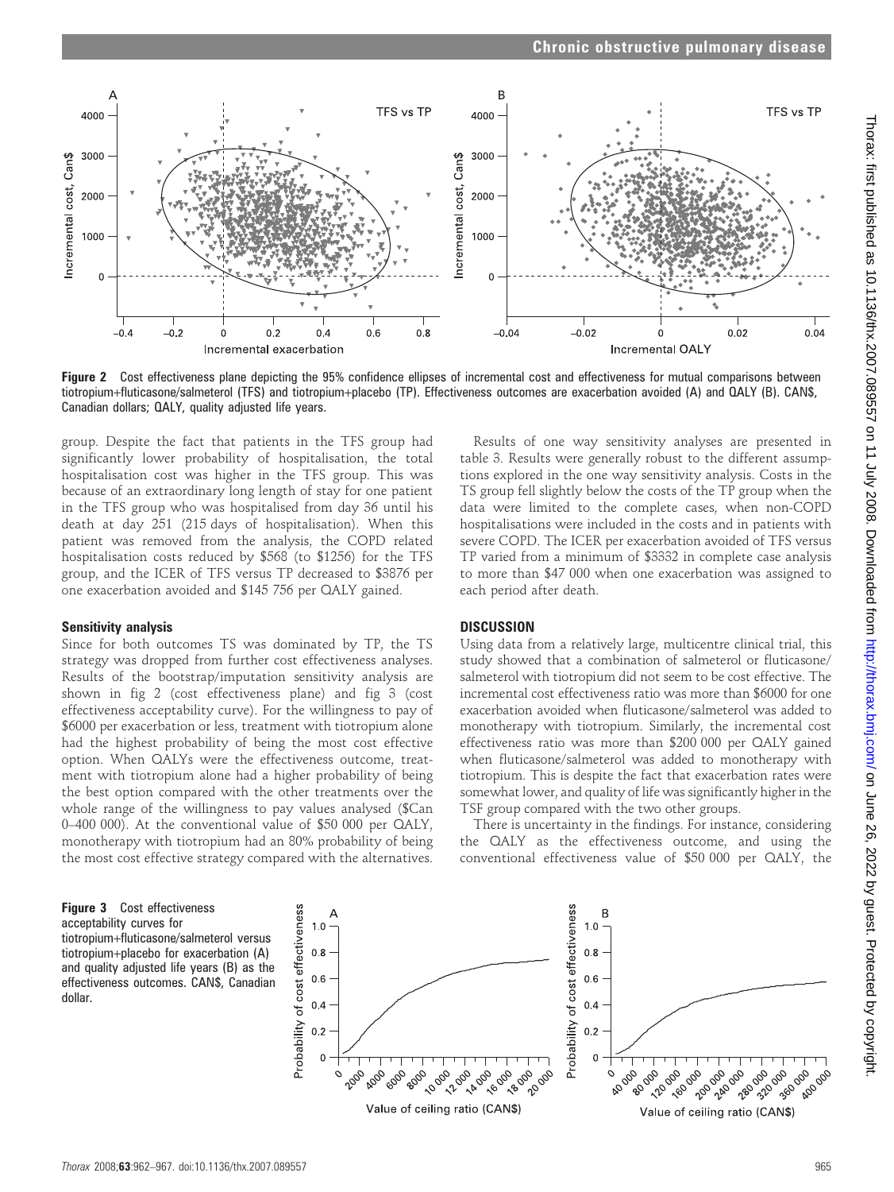**Figure 2** Cost effectiveness plane depicting the 95% confidence ellipses of incremental cost and effectiveness for mutual comparisons between tiotropium+fluticasone/salmeterol (TFS) and tiotropium+placebo (TP). Effectiveness outcomes are exacerbation avoided (A) and QALY (B). CAN$, Canadian dollars; QALY, quality adjusted life years.

group. Despite the fact that patients in the TFS group had significantly lower probability of hospitalisation, the total hospitalisation cost was higher in the TFS group. This was because of an extraordinary long length of stay for one patient in the TFS group who was hospitalised from day 36 until his death at day 251 (215 days of hospitalisation). When this patient was removed from the analysis, the COPD related hospitalisation costs reduced by $568 (to $1256) for the TFS group, and the ICER of TFS versus TP decreased to $3876 per one exacerbation avoided and $145 756 per QALY gained.

### Sensitivity analysis

Since for both outcomes TS was dominated by TP, the TS strategy was dropped from further cost effectiveness analyses. Results of the bootstrap/imputation sensitivity analysis are shown in fig 2 (cost effectiveness plane) and fig 3 (cost effectiveness acceptability curve). For the willingness to pay of $6000 per exacerbation or less, treatment with tiotropium alone had the highest probability of being the most cost effective option. When QALYs were the effectiveness outcome, treatment with tiotropium alone had a higher probability of being the best option compared with the other treatments over the whole range of the willingness to pay values analysed ($Can 0–400 000). At the conventional value of $50 000 per QALY, monotherapy with tiotropium had an 80% probability of being the most cost effective strategy compared with the alternatives.

Results of one way sensitivity analyses are presented in table 3. Results were generally robust to the different assumptions explored in the one way sensitivity analysis. Costs in the TS group fell slightly below the costs of the TP group when the data were limited to the complete cases, when non-COPD hospitalisations were included in the costs and in patients with severe COPD. The ICER per exacerbation avoided of TFS versus TP varied from a minimum of $3332 in complete case analysis to more than $47 000 when one exacerbation was assigned to each period after death.

## DISCUSSION

Using data from a relatively large, multicentre clinical trial, this study showed that a combination of salmeterol or fluticasone/salmeterol with tiotropium did not seem to be cost effective. The incremental cost effectiveness ratio was more than $6000 for one exacerbation avoided when fluticasone/salmeterol was added to monotherapy with tiotropium. Similarly, the incremental cost effectiveness ratio was more than $200 000 per QALY gained when fluticasone/salmeterol was added to monotherapy with tiotropium. This is despite the fact that exacerbation rates were somewhat lower, and quality of life was significantly higher in the TSF group compared with the two other groups.

There is uncertainty in the findings. For instance, considering the QALY as the effectiveness outcome, and using the conventional effectiveness value of $50 000 per QALY, the

**Figure 3** Cost effectiveness acceptability curves for tiotropium+fluticasone/salmeterol versus tiotropium+placebo for exacerbation (A) and quality adjusted life years (B) as the effectiveness outcomes. CAN$, Canadian dollar.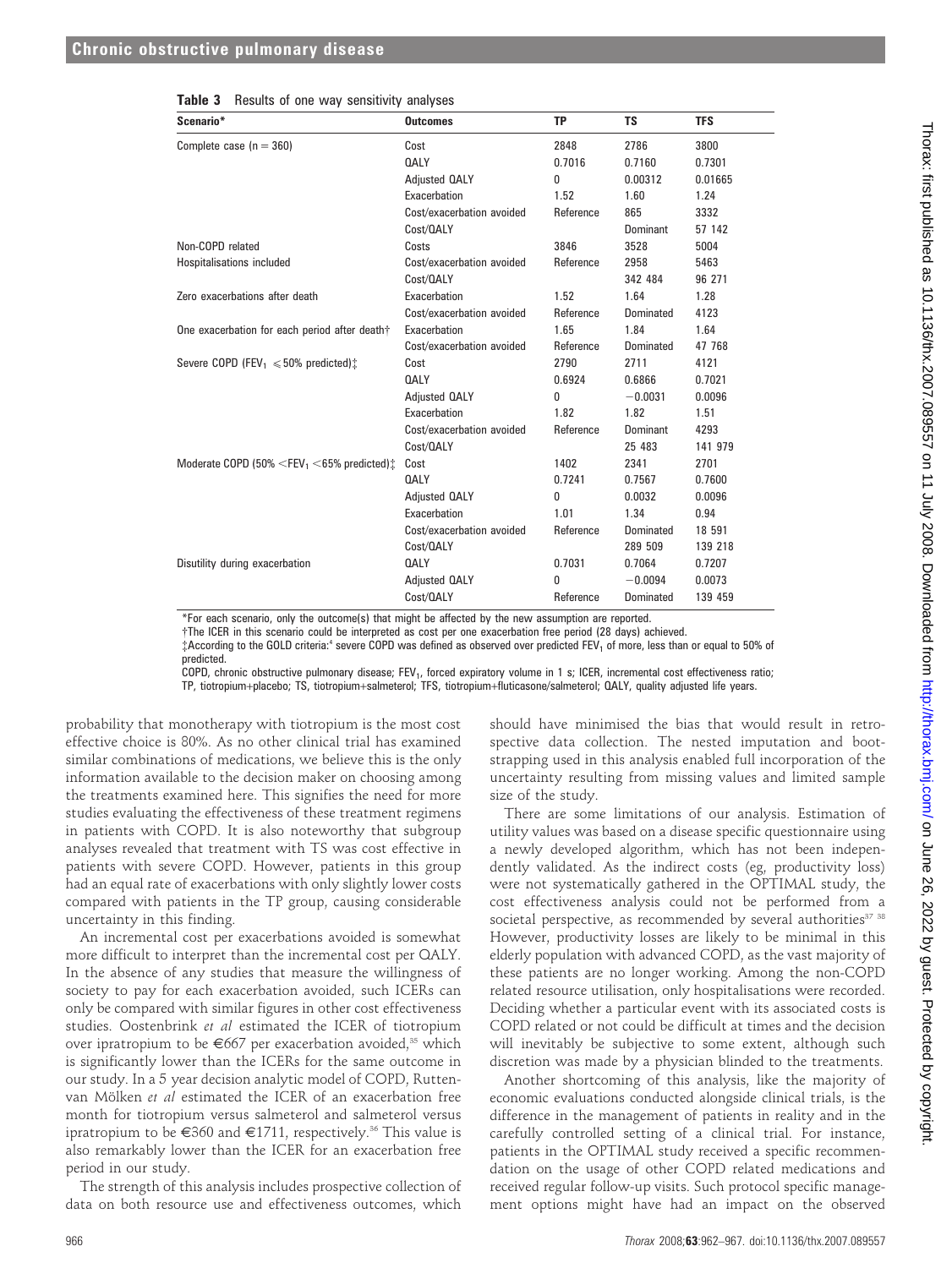**Table 3** Results of one way sensitivity analyses

| Scenario* | Outcomes | TP | TS | TFS |
|---|---|---|---|---|
| Complete case (n = 360) | Cost | 2848 | 2786 | 3800 |
| | QALY | 0.7016 | 0.7160 | 0.7301 |
| | Adjusted QALY | 0 | 0.00312 | 0.01665 |
| | Exacerbation | 1.52 | 1.60 | 1.24 |
| | Cost/exacerbation avoided | Reference | 865 | 3332 |
| | Cost/QALY | | Dominant | 57 142 |
| Non-COPD related | Costs | 3846 | 3528 | 5004 |
| Hospitalisations included | Cost/exacerbation avoided | Reference | 2958 | 5463 |
| | Cost/QALY | | 342 484 | 96 271 |
| Zero exacerbations after death | Exacerbation | 1.52 | 1.64 | 1.28 |
| | Cost/exacerbation avoided | Reference | Dominated | 4123 |
| One exacerbation for each period after death† | Exacerbation | 1.65 | 1.84 | 1.64 |
| | Cost/exacerbation avoided | Reference | Dominated | 47 768 |
| Severe COPD ($FEV_1 \leqslant 50\%$ predicted)‡ | Cost | 2790 | 2711 | 4121 |
| | QALY | 0.6924 | 0.6866 | 0.7021 |
| | Adjusted QALY | 0 | −0.0031 | 0.0096 |
| | Exacerbation | 1.82 | 1.82 | 1.51 |
| | Cost/exacerbation avoided | Reference | Dominant | 4293 |
| | Cost/QALY | | 25 483 | 141 979 |
| Moderate COPD ($50\% < FEV_1 < 65\%$ predicted)‡ | Cost | 1402 | 2341 | 2701 |
| | QALY | 0.7241 | 0.7567 | 0.7600 |
| | Adjusted QALY | 0 | 0.0032 | 0.0096 |
| | Exacerbation | 1.01 | 1.34 | 0.94 |
| | Cost/exacerbation avoided | Reference | Dominated | 18 591 |
| | Cost/QALY | | 289 509 | 139 218 |
| Disutility during exacerbation | QALY | 0.7031 | 0.7064 | 0.7207 |
| | Adjusted QALY | 0 | −0.0094 | 0.0073 |
| | Cost/QALY | Reference | Dominated | 139 459 |

*For each scenario, only the outcome(s) that might be affected by the new assumption are reported.
†The ICER in this scenario could be interpreted as cost per one exacerbation free period (28 days) achieved.
‡According to the GOLD criteria:[4] severe COPD was defined as observed over predicted $FEV_1$ of more, less than or equal to 50% of predicted.
COPD, chronic obstructive pulmonary disease; $FEV_1$, forced expiratory volume in 1 s; ICER, incremental cost effectiveness ratio; TP, tiotropium+placebo; TS, tiotropium+salmeterol; TFS, tiotropium+fluticasone/salmeterol; QALY, quality adjusted life years.

probability that monotherapy with tiotropium is the most cost effective choice is 80%. As no other clinical trial has examined similar combinations of medications, we believe this is the only information available to the decision maker on choosing among the treatments examined here. This signifies the need for more studies evaluating the effectiveness of these treatment regimens in patients with COPD. It is also noteworthy that subgroup analyses revealed that treatment with TS was cost effective in patients with severe COPD. However, patients in this group had an equal rate of exacerbations with only slightly lower costs compared with patients in the TP group, causing considerable uncertainty in this finding.

An incremental cost per exacerbations avoided is somewhat more difficult to interpret than the incremental cost per QALY. In the absence of any studies that measure the willingness of society to pay for each exacerbation avoided, such ICERs can only be compared with similar figures in other cost effectiveness studies. Oostenbrink *et al* estimated the ICER of tiotropium over ipratropium to be €667 per exacerbation avoided,[35] which is significantly lower than the ICERs for the same outcome in our study. In a 5 year decision analytic model of COPD, Rutten-van Mölken *et al* estimated the ICER of an exacerbation free month for tiotropium versus salmeterol and salmeterol versus ipratropium to be €360 and €1711, respectively.[36] This value is also remarkably lower than the ICER for an exacerbation free period in our study.

The strength of this analysis includes prospective collection of data on both resource use and effectiveness outcomes, which should have minimised the bias that would result in retrospective data collection. The nested imputation and bootstrapping used in this analysis enabled full incorporation of the uncertainty resulting from missing values and limited sample size of the study.

There are some limitations of our analysis. Estimation of utility values was based on a disease specific questionnaire using a newly developed algorithm, which has not been independently validated. As the indirect costs (eg, productivity loss) were not systematically gathered in the OPTIMAL study, the cost effectiveness analysis could not be performed from a societal perspective, as recommended by several authorities[37 38] However, productivity losses are likely to be minimal in this elderly population with advanced COPD, as the vast majority of these patients are no longer working. Among the non-COPD related resource utilisation, only hospitalisations were recorded. Deciding whether a particular event with its associated costs is COPD related or not could be difficult at times and the decision will inevitably be subjective to some extent, although such discretion was made by a physician blinded to the treatments.

Another shortcoming of this analysis, like the majority of economic evaluations conducted alongside clinical trials, is the difference in the management of patients in reality and in the carefully controlled setting of a clinical trial. For instance, patients in the OPTIMAL study received a specific recommendation on the usage of other COPD related medications and received regular follow-up visits. Such protocol specific management options might have had an impact on the observed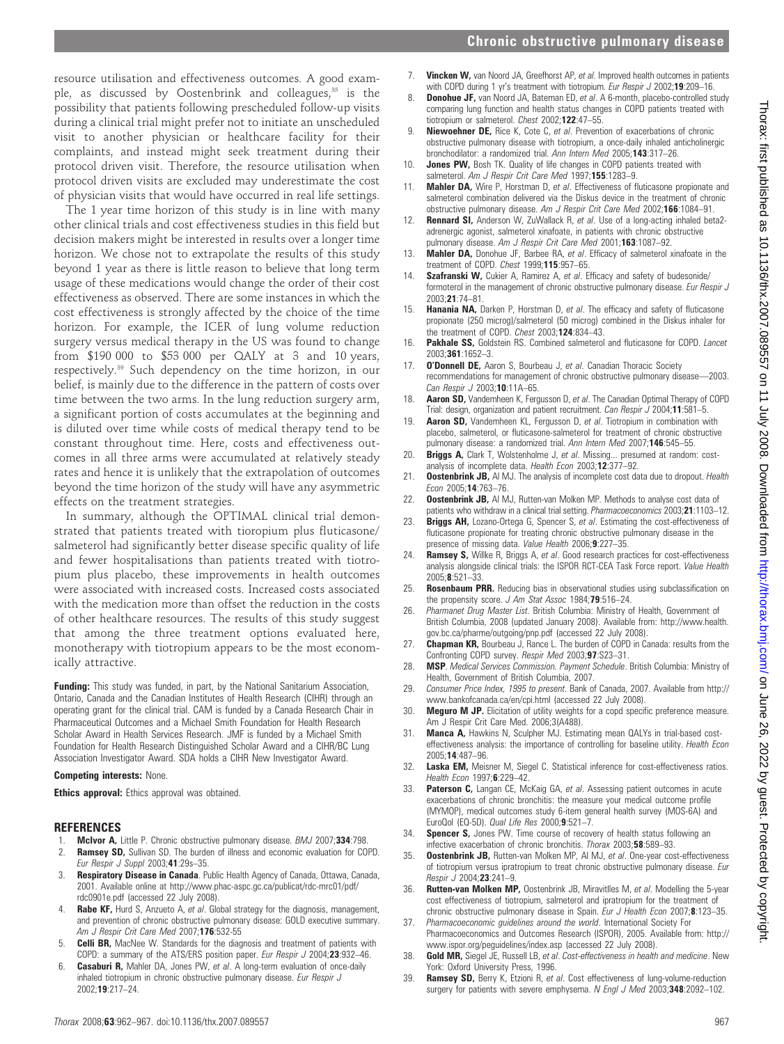resource utilisation and effectiveness outcomes. A good example, as discussed by Oostenbrink and colleagues,[35] is the possibility that patients following prescheduled follow-up visits during a clinical trial might prefer not to initiate an unscheduled visit to another physician or healthcare facility for their complaints, and instead might seek treatment during their protocol driven visit. Therefore, the resource utilisation when protocol driven visits are excluded may underestimate the cost of physician visits that would have occurred in real life settings.

The 1 year time horizon of this study is in line with many other clinical trials and cost effectiveness studies in this field but decision makers might be interested in results over a longer time horizon. We chose not to extrapolate the results of this study beyond 1 year as there is little reason to believe that long term usage of these medications would change the order of their cost effectiveness as observed. There are some instances in which the cost effectiveness is strongly affected by the choice of the time horizon. For example, the ICER of lung volume reduction surgery versus medical therapy in the US was found to change from $190 000 to $53 000 per QALY at 3 and 10 years, respectively.[39] Such dependency on the time horizon, in our belief, is mainly due to the difference in the pattern of costs over time between the two arms. In the lung reduction surgery arm, a significant portion of costs accumulates at the beginning and is diluted over time while costs of medical therapy tend to be constant throughout time. Here, costs and effectiveness outcomes in all three arms were accumulated at relatively steady rates and hence it is unlikely that the extrapolation of outcomes beyond the time horizon of the study will have any asymmetric effects on the treatment strategies.

In summary, although the OPTIMAL clinical trial demonstrated that patients treated with tioropium plus fluticasone/salmeterol had significantly better disease specific quality of life and fewer hospitalisations than patients treated with tiotropium plus placebo, these improvements in health outcomes were associated with increased costs. Increased costs associated with the medication more than offset the reduction in the costs of other healthcare resources. The results of this study suggest that among the three treatment options evaluated here, monotherapy with tiotropium appears to be the most economically attractive.

**Funding:** This study was funded, in part, by the National Sanitarium Association, Ontario, Canada and the Canadian Institutes of Health Research (CIHR) through an operating grant for the clinical trial. CAM is funded by a Canada Research Chair in Pharmaceutical Outcomes and a Michael Smith Foundation for Health Research Scholar Award in Health Services Research. JMF is funded by a Michael Smith Foundation for Health Research Distinguished Scholar Award and a CIHR/BC Lung Association Investigator Award. SDA holds a CIHR New Investigator Award.

**Competing interests:** None.

**Ethics approval:** Ethics approval was obtained.

## REFERENCES

1. **McIvor A,** Little P. Chronic obstructive pulmonary disease. *BMJ* 2007;**334**:798.
2. **Ramsey SD,** Sullivan SD. The burden of illness and economic evaluation for COPD. *Eur Respir J Suppl* 2003;**41**:29s–35.
3. **Respiratory Disease in Canada**. Public Health Agency of Canada, Ottawa, Canada, 2001. Available online at http://www.phac-aspc.gc.ca/publicat/rdc-mrc01/pdf/rdc0901e.pdf (accessed 22 July 2008).
4. **Rabe KF,** Hurd S, Anzueto A, *et al*. Global strategy for the diagnosis, management, and prevention of chronic obstructive pulmonary disease: GOLD executive summary. *Am J Respir Crit Care Med* 2007;**176**:532-55
5. **Celli BR,** MacNee W. Standards for the diagnosis and treatment of patients with COPD: a summary of the ATS/ERS position paper. *Eur Respir J* 2004;**23**:932–46.
6. **Casaburi R,** Mahler DA, Jones PW, *et al*. A long-term evaluation of once-daily inhaled tiotropium in chronic obstructive pulmonary disease. *Eur Respir J* 2002;**19**:217–24.
7. **Vincken W,** van Noord JA, Greefhorst AP, *et al*. Improved health outcomes in patients with COPD during 1 yr's treatment with tiotropium. *Eur Respir J* 2002;**19**:209–16.
8. **Donohue JF,** van Noord JA, Bateman ED, *et al*. A 6-month, placebo-controlled study comparing lung function and health status changes in COPD patients treated with tiotropium or salmeterol. *Chest* 2002;**122**:47–55.
9. **Niewoehner DE,** Rice K, Cote C, *et al*. Prevention of exacerbations of chronic obstructive pulmonary disease with tiotropium, a once-daily inhaled anticholinergic bronchodilator: a randomized trial. *Ann Intern Med* 2005;**143**:317–26.
10. **Jones PW,** Bosh TK. Quality of life changes in COPD patients treated with salmeterol. *Am J Respir Crit Care Med* 1997;**155**:1283–9.
11. **Mahler DA,** Wire P, Horstman D, *et al*. Effectiveness of fluticasone propionate and salmeterol combination delivered via the Diskus device in the treatment of chronic obstructive pulmonary disease. *Am J Respir Crit Care Med* 2002;**166**:1084–91.
12. **Rennard SI,** Anderson W, ZuWallack R, *et al*. Use of a long-acting inhaled beta2-adrenergic agonist, salmeterol xinafoate, in patients with chronic obstructive pulmonary disease. *Am J Respir Crit Care Med* 2001;**163**:1087–92.
13. **Mahler DA,** Donohue JF, Barbee RA, *et al*. Efficacy of salmeterol xinafoate in the treatment of COPD. *Chest* 1999;**115**:957–65.
14. **Szafranski W,** Cukier A, Ramirez A, *et al*. Efficacy and safety of budesonide/formoterol in the management of chronic obstructive pulmonary disease. *Eur Respir J* 2003;**21**:74–81.
15. **Hanania NA,** Darken P, Horstman D, *et al*. The efficacy and safety of fluticasone propionate (250 microg)/salmeterol (50 microg) combined in the Diskus inhaler for the treatment of COPD. *Chest* 2003;**124**:834–43.
16. **Pakhale SS,** Goldstein RS. Combined salmeterol and fluticasone for COPD. *Lancet* 2003;**361**:1652–3.
17. **O'Donnell DE,** Aaron S, Bourbeau J, *et al*. Canadian Thoracic Society recommendations for management of chronic obstructive pulmonary disease—2003. *Can Respir J* 2003;**10**:11A–65.
18. **Aaron SD,** Vandemheen K, Fergusson D, *et al*. The Canadian Optimal Therapy of COPD Trial: design, organization and patient recruitment. *Can Respir J* 2004;**11**:581–5.
19. **Aaron SD,** Vandemheen KL, Fergusson D, *et al*. Tiotropium in combination with placebo, salmeterol, or fluticasone-salmeterol for treatment of chronic obstructive pulmonary disease: a randomized trial. *Ann Intern Med* 2007;**146**:545–55.
20. **Briggs A,** Clark T, Wolstenholme J, *et al*. Missing... presumed at random: cost-analysis of incomplete data. *Health Econ* 2003;**12**:377–92.
21. **Oostenbrink JB,** Al MJ. The analysis of incomplete cost data due to dropout. *Health Econ* 2005;**14**:763–76.
22. **Oostenbrink JB,** Al MJ, Rutten-van Molken MP. Methods to analyse cost data of patients who withdraw in a clinical trial setting. *Pharmacoeconomics* 2003;**21**:1103–12.
23. **Briggs AH,** Lozano-Ortega G, Spencer S, *et al*. Estimating the cost-effectiveness of fluticasone propionate for treating chronic obstructive pulmonary disease in the presence of missing data. *Value Health* 2006;**9**:227–35.
24. **Ramsey S,** Willke R, Briggs A, *et al*. Good research practices for cost-effectiveness analysis alongside clinical trials: the ISPOR RCT-CEA Task Force report. *Value Health* 2005;**8**:521–33.
25. **Rosenbaum PRR.** Reducing bias in observational studies using subclassification on the propensity score. *J Am Stat Assoc* 1984;**79**:516–24.
26. *Pharmanet Drug Master List*. British Columbia: Ministry of Health, Government of British Columbia, 2008 (updated January 2008). Available from: http://www.health.gov.bc.ca/pharme/outgoing/pnp.pdf (accessed 22 July 2008).
27. **Chapman KR,** Bourbeau J, Rance L. The burden of COPD in Canada: results from the Confronting COPD survey. *Respir Med* 2003;**97**:S23–31.
28. **MSP**. *Medical Services Commission. Payment Schedule*. British Columbia: Ministry of Health, Government of British Columbia, 2007.
29. *Consumer Price Index, 1995 to present*. Bank of Canada, 2007. Available from http://www.bankofcanada.ca/en/cpi.html (accessed 22 July 2008).
30. **Meguro M JP.** Elicitation of utility weights for a copd specific preference measure. Am J Respir Crit Care Med. 2006;3(A488).
31. **Manca A,** Hawkins N, Sculpher MJ. Estimating mean QALYs in trial-based cost-effectiveness analysis: the importance of controlling for baseline utility. *Health Econ* 2005;**14**:487–96.
32. **Laska EM,** Meisner M, Siegel C. Statistical inference for cost-effectiveness ratios. *Health Econ* 1997;**6**:229–42.
33. **Paterson C,** Langan CE, McKaig GA, *et al*. Assessing patient outcomes in acute exacerbations of chronic bronchitis: the measure your medical outcome profile (MYMOP), medical outcomes study 6-item general health survey (MOS-6A) and EuroQol (EQ-5D). *Qual Life Res* 2000;**9**:521–7.
34. **Spencer S,** Jones PW. Time course of recovery of health status following an infective exacerbation of chronic bronchitis. *Thorax* 2003;**58**:589–93.
35. **Oostenbrink JB,** Rutten-van Molken MP, Al MJ, *et al*. One-year cost-effectiveness of tiotropium versus ipratropium to treat chronic obstructive pulmonary disease. *Eur Respir J* 2004;**23**:241–9.
36. **Rutten-van Molken MP,** Oostenbrink JB, Miravitlles M, *et al*. Modelling the 5-year cost effectiveness of tiotropium, salmeterol and ipratropium for the treatment of chronic obstructive pulmonary disease in Spain. *Eur J Health Econ* 2007;**8**:123–35.
37. *Pharmacoeconomic guidelines around the world*. International Society For Pharmacoeconomics and Outcomes Research (ISPOR), 2005. Available from: http://www.ispor.org/peguidelines/index.asp (accessed 22 July 2008).
38. **Gold MR,** Siegel JE, Russell LB, *et al*. *Cost-effectiveness in health and medicine*. New York: Oxford University Press, 1996.
39. **Ramsey SD,** Berry K, Etzioni R, *et al*. Cost effectiveness of lung-volume-reduction surgery for patients with severe emphysema. *N Engl J Med* 2003;**348**:2092–102.